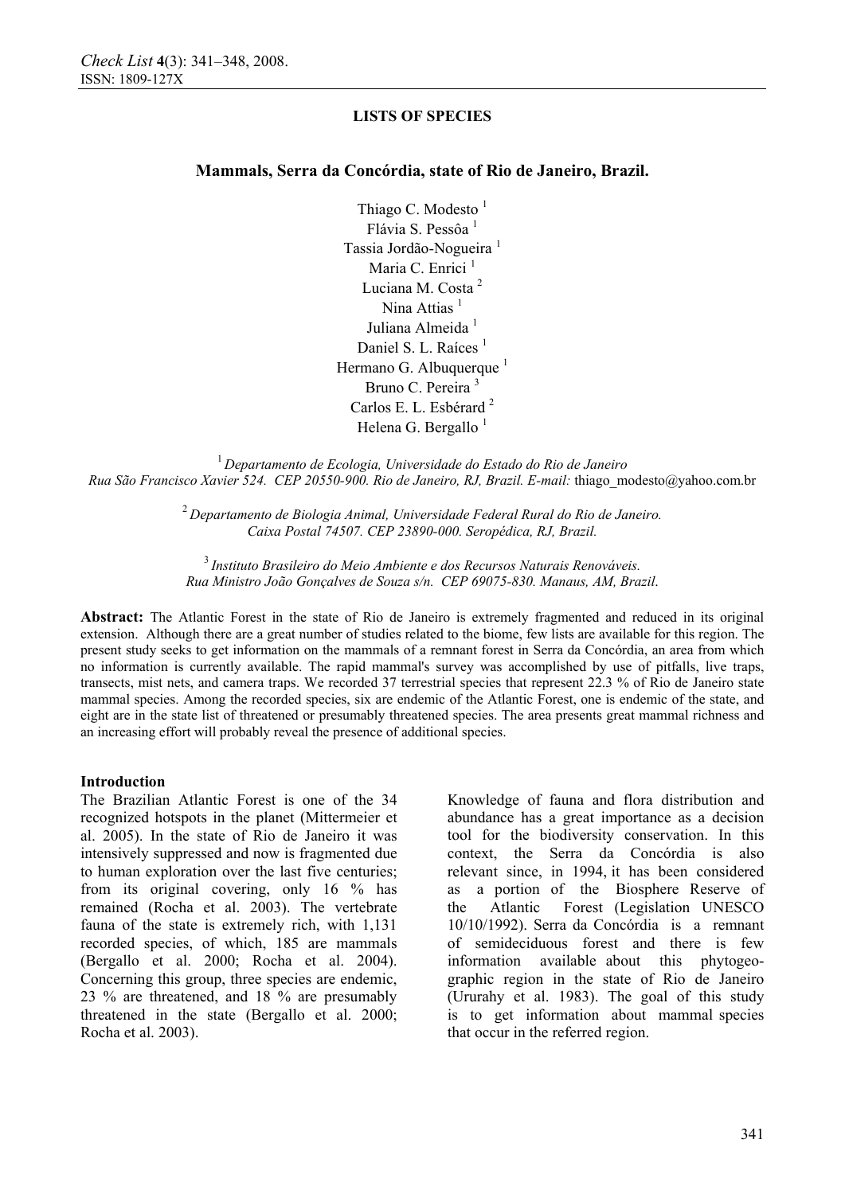**LISTS OF SPECIES**

# Mammals, Serra da Concórdia, state of Rio de Janeiro, Brazil.

Thiago C. Modesto [1]
Flávia S. Pessôa [1]
Tassia Jordão-Nogueira [1]
Maria C. Enrici [1]
Luciana M. Costa [2]
Nina Attias [1]
Juliana Almeida [1]
Daniel S. L. Raíces [1]
Hermano G. Albuquerque [1]
Bruno C. Pereira [3]
Carlos E. L. Esbérard [2]
Helena G. Bergallo [1]

[1] *Departamento de Ecologia, Universidade do Estado do Rio de Janeiro Rua São Francisco Xavier 524. CEP 20550-900. Rio de Janeiro, RJ, Brazil. E-mail:* thiago_modesto@yahoo.com.br

[2] *Departamento de Biologia Animal, Universidade Federal Rural do Rio de Janeiro. Caixa Postal 74507. CEP 23890-000. Seropédica, RJ, Brazil.*

[3] *Instituto Brasileiro do Meio Ambiente e dos Recursos Naturais Renováveis. Rua Ministro João Gonçalves de Souza s/n. CEP 69075-830. Manaus, AM, Brazil.*

**Abstract:** The Atlantic Forest in the state of Rio de Janeiro is extremely fragmented and reduced in its original extension. Although there are a great number of studies related to the biome, few lists are available for this region. The present study seeks to get information on the mammals of a remnant forest in Serra da Concórdia, an area from which no information is currently available. The rapid mammal's survey was accomplished by use of pitfalls, live traps, transects, mist nets, and camera traps. We recorded 37 terrestrial species that represent 22.3 % of Rio de Janeiro state mammal species. Among the recorded species, six are endemic of the Atlantic Forest, one is endemic of the state, and eight are in the state list of threatened or presumably threatened species. The area presents great mammal richness and an increasing effort will probably reveal the presence of additional species.

## Introduction

The Brazilian Atlantic Forest is one of the 34 recognized hotspots in the planet (Mittermeier et al. 2005). In the state of Rio de Janeiro it was intensively suppressed and now is fragmented due to human exploration over the last five centuries; from its original covering, only 16 % has remained (Rocha et al. 2003). The vertebrate fauna of the state is extremely rich, with 1,131 recorded species, of which, 185 are mammals (Bergallo et al. 2000; Rocha et al. 2004). Concerning this group, three species are endemic, 23 % are threatened, and 18 % are presumably threatened in the state (Bergallo et al. 2000; Rocha et al. 2003).

Knowledge of fauna and flora distribution and abundance has a great importance as a decision tool for the biodiversity conservation. In this context, the Serra da Concórdia is also relevant since, in 1994, it has been considered as a portion of the Biosphere Reserve of the Atlantic Forest (Legislation UNESCO 10/10/1992). Serra da Concórdia is a remnant of semideciduous forest and there is few information available about this phytogeographic region in the state of Rio de Janeiro (Ururahy et al. 1983). The goal of this study is to get information about mammal species that occur in the referred region.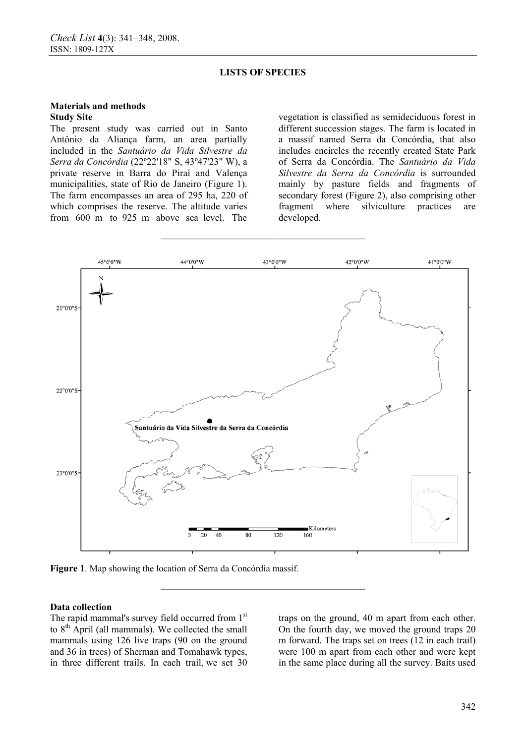LISTS OF SPECIES

## Materials and methods

### Study Site

The present study was carried out in Santo Antônio da Aliança farm, an area partially included in the *Santuário da Vida Silvestre da Serra da Concórdia* (22º22'18" S, 43º47'23" W), a private reserve in Barra do Piraí and Valença municipalities, state of Rio de Janeiro (Figure 1). The farm encompasses an area of 295 ha, 220 of which comprises the reserve. The altitude varies from 600 m to 925 m above sea level. The vegetation is classified as semideciduous forest in different succession stages. The farm is located in a massif named Serra da Concórdia, that also includes encircles the recently created State Park of Serra da Concórdia. The *Santuário da Vida Silvestre da Serra da Concórdia* is surrounded mainly by pasture fields and fragments of secondary forest (Figure 2), also comprising other fragment where silviculture practices are developed.

**Figure 1**. Map showing the location of Serra da Concórdia massif.

### Data collection

The rapid mammal's survey field occurred from 1st to 8th April (all mammals). We collected the small mammals using 126 live traps (90 on the ground and 36 in trees) of Sherman and Tomahawk types, in three different trails. In each trail, we set 30 traps on the ground, 40 m apart from each other. On the fourth day, we moved the ground traps 20 m forward. The traps set on trees (12 in each trail) were 100 m apart from each other and were kept in the same place during all the survey. Baits used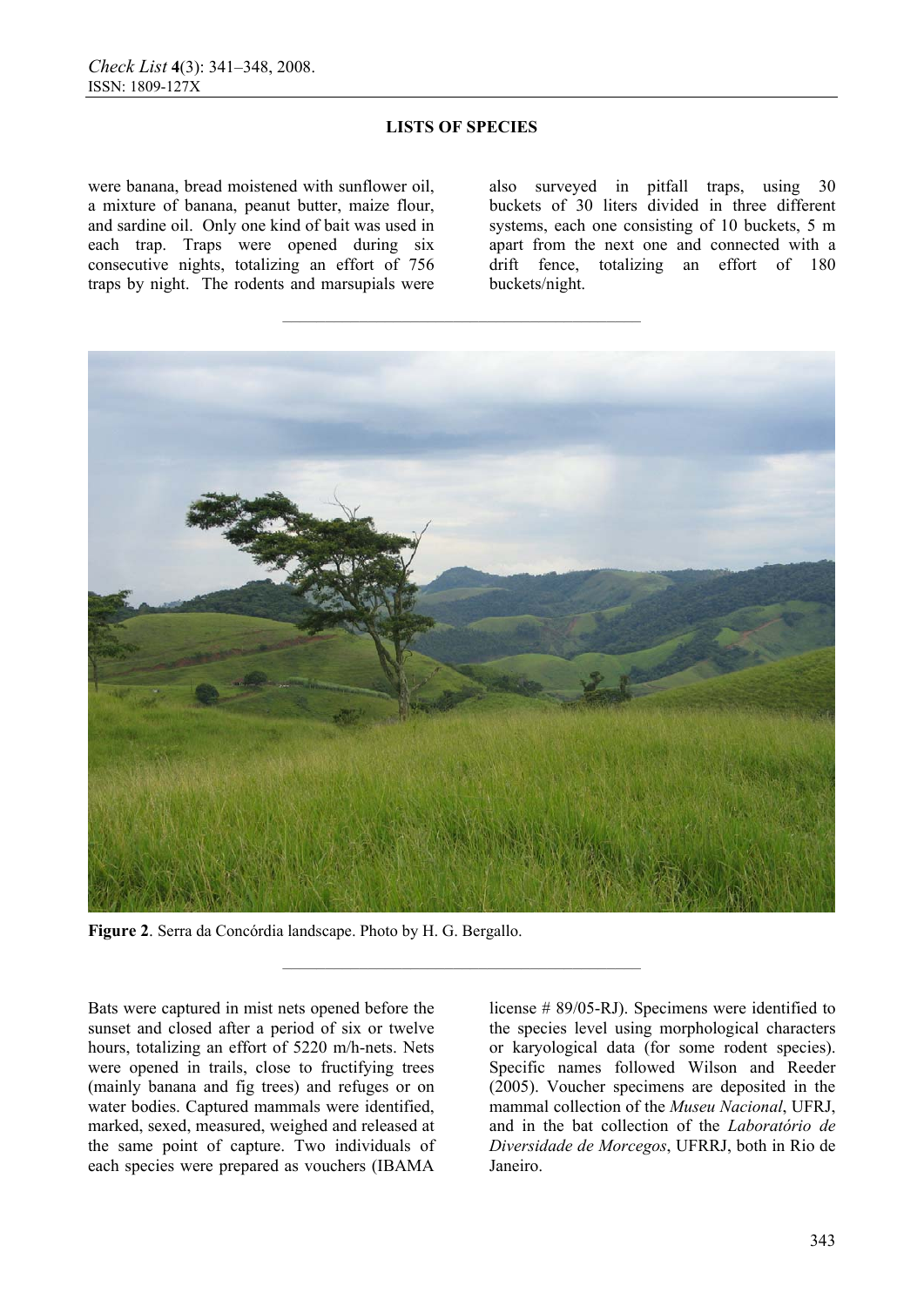were banana, bread moistened with sunflower oil, a mixture of banana, peanut butter, maize flour, and sardine oil. Only one kind of bait was used in each trap. Traps were opened during six consecutive nights, totalizing an effort of 756 traps by night. The rodents and marsupials were also surveyed in pitfall traps, using 30 buckets of 30 liters divided in three different systems, each one consisting of 10 buckets, 5 m apart from the next one and connected with a drift fence, totalizing an effort of 180 buckets/night.

**Figure 2**. Serra da Concórdia landscape. Photo by H. G. Bergallo.

Bats were captured in mist nets opened before the sunset and closed after a period of six or twelve hours, totalizing an effort of 5220 m/h-nets. Nets were opened in trails, close to fructifying trees (mainly banana and fig trees) and refuges or on water bodies. Captured mammals were identified, marked, sexed, measured, weighed and released at the same point of capture. Two individuals of each species were prepared as vouchers (IBAMA license # 89/05-RJ). Specimens were identified to the species level using morphological characters or karyological data (for some rodent species). Specific names followed Wilson and Reeder (2005). Voucher specimens are deposited in the mammal collection of the *Museu Nacional*, UFRJ, and in the bat collection of the *Laboratório de Diversidade de Morcegos*, UFRRJ, both in Rio de Janeiro.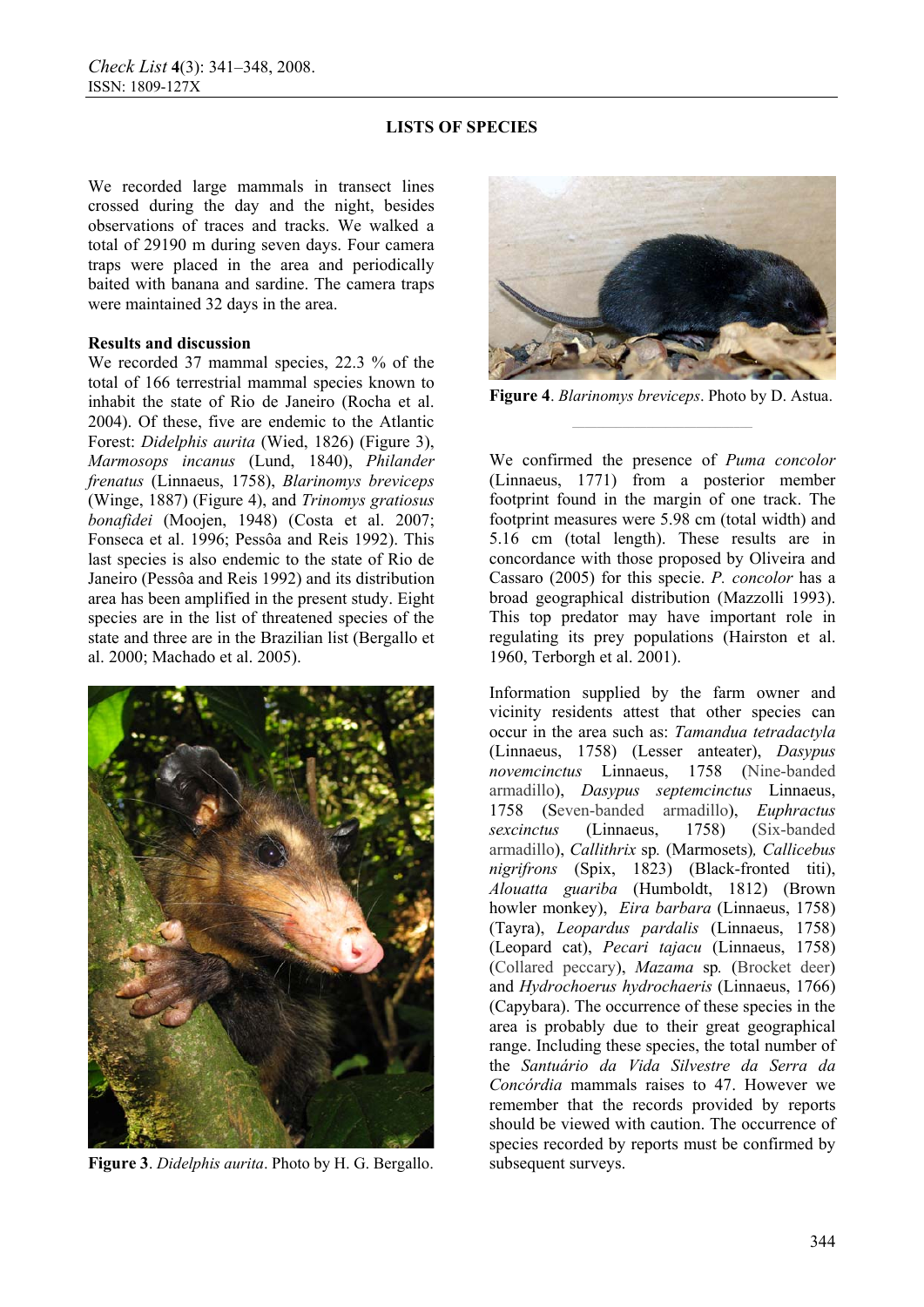We recorded large mammals in transect lines crossed during the day and the night, besides observations of traces and tracks. We walked a total of 29190 m during seven days. Four camera traps were placed in the area and periodically baited with banana and sardine. The camera traps were maintained 32 days in the area.

**Results and discussion**

We recorded 37 mammal species, 22.3 % of the total of 166 terrestrial mammal species known to inhabit the state of Rio de Janeiro (Rocha et al. 2004). Of these, five are endemic to the Atlantic Forest: *Didelphis aurita* (Wied, 1826) (Figure 3), *Marmosops incanus* (Lund, 1840), *Philander frenatus* (Linnaeus, 1758), *Blarinomys breviceps* (Winge, 1887) (Figure 4), and *Trinomys gratiosus bonafidei* (Moojen, 1948) (Costa et al. 2007; Fonseca et al. 1996; Pessôa and Reis 1992). This last species is also endemic to the state of Rio de Janeiro (Pessôa and Reis 1992) and its distribution area has been amplified in the present study. Eight species are in the list of threatened species of the state and three are in the Brazilian list (Bergallo et al. 2000; Machado et al. 2005).

**Figure 3**. *Didelphis aurita*. Photo by H. G. Bergallo.

**Figure 4**. *Blarinomys breviceps*. Photo by D. Astua.

We confirmed the presence of *Puma concolor* (Linnaeus, 1771) from a posterior member footprint found in the margin of one track. The footprint measures were 5.98 cm (total width) and 5.16 cm (total length). These results are in concordance with those proposed by Oliveira and Cassaro (2005) for this specie. *P. concolor* has a broad geographical distribution (Mazzolli 1993). This top predator may have important role in regulating its prey populations (Hairston et al. 1960, Terborgh et al. 2001).

Information supplied by the farm owner and vicinity residents attest that other species can occur in the area such as: *Tamandua tetradactyla* (Linnaeus, 1758) (Lesser anteater), *Dasypus novemcinctus* Linnaeus, 1758 (Nine-banded armadillo), *Dasypus septemcinctus* Linnaeus, 1758 (Seven-banded armadillo), *Euphractus sexcinctus* (Linnaeus, 1758) (Six-banded armadillo), *Callithrix* sp. (Marmosets), *Callicebus nigrifrons* (Spix, 1823) (Black-fronted titi), *Alouatta guariba* (Humboldt, 1812) (Brown howler monkey), *Eira barbara* (Linnaeus, 1758) (Tayra), *Leopardus pardalis* (Linnaeus, 1758) (Leopard cat), *Pecari tajacu* (Linnaeus, 1758) (Collared peccary), *Mazama* sp. (Brocket deer) and *Hydrochoerus hydrochaeris* (Linnaeus, 1766) (Capybara). The occurrence of these species in the area is probably due to their great geographical range. Including these species, the total number of the *Santuário da Vida Silvestre da Serra da Concórdia* mammals raises to 47. However we remember that the records provided by reports should be viewed with caution. The occurrence of species recorded by reports must be confirmed by subsequent surveys.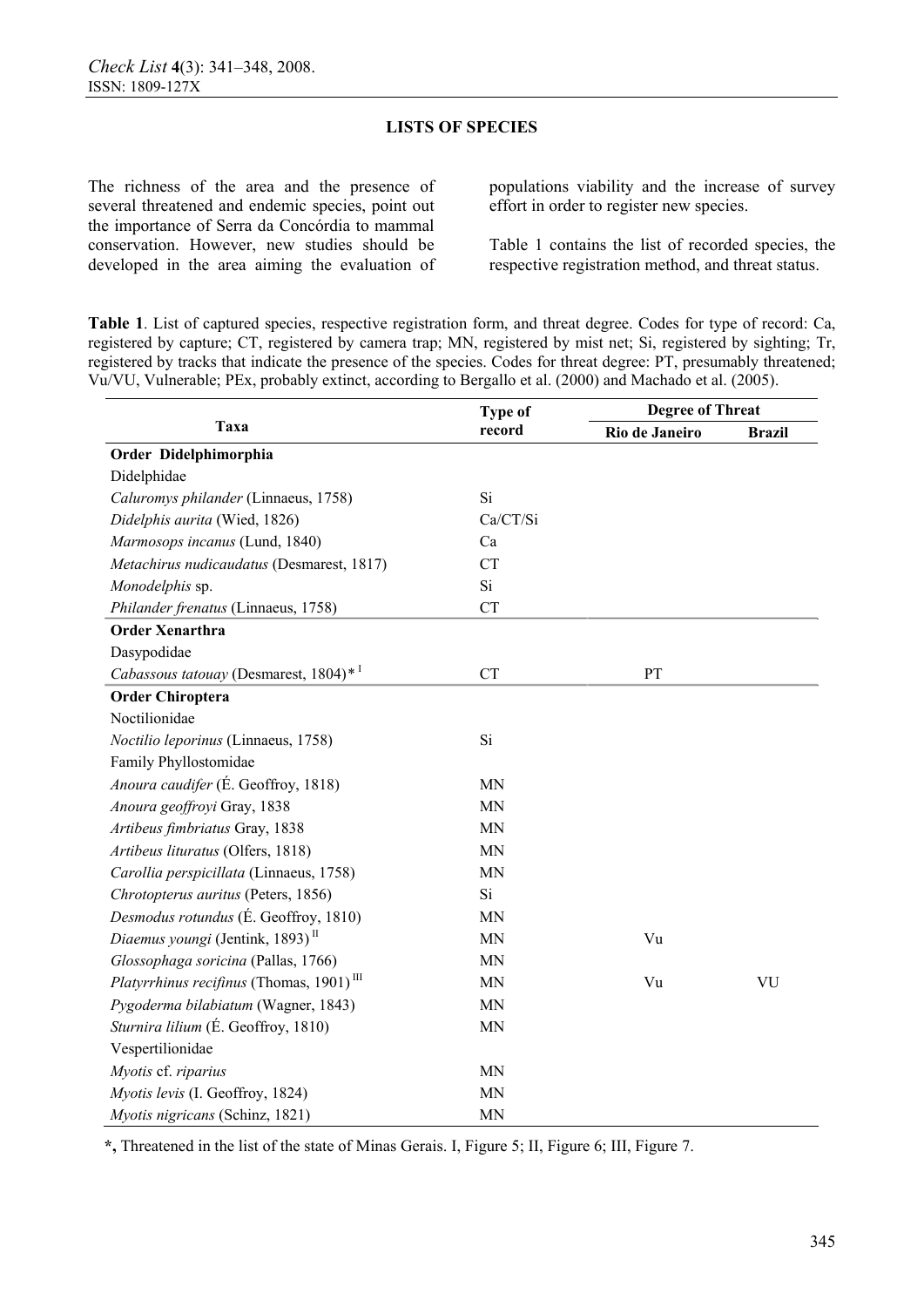## LISTS OF SPECIES

The richness of the area and the presence of several threatened and endemic species, point out the importance of Serra da Concórdia to mammal conservation. However, new studies should be developed in the area aiming the evaluation of populations viability and the increase of survey effort in order to register new species.

Table 1 contains the list of recorded species, the respective registration method, and threat status.

**Table 1**. List of captured species, respective registration form, and threat degree. Codes for type of record: Ca, registered by capture; CT, registered by camera trap; MN, registered by mist net; Si, registered by sighting; Tr, registered by tracks that indicate the presence of the species. Codes for threat degree: PT, presumably threatened; Vu/VU, Vulnerable; PEx, probably extinct, according to Bergallo et al. (2000) and Machado et al. (2005).

| Taxa | Type of record | Degree of Threat | |
|---|---|---|---|
| | | Rio de Janeiro | Brazil |
| **Order Didelphimorphia** | | | |
| Didelphidae | | | |
| *Caluromys philander* (Linnaeus, 1758) | Si | | |
| *Didelphis aurita* (Wied, 1826) | Ca/CT/Si | | |
| *Marmosops incanus* (Lund, 1840) | Ca | | |
| *Metachirus nudicaudatus* (Desmarest, 1817) | CT | | |
| *Monodelphis* sp. | Si | | |
| *Philander frenatus* (Linnaeus, 1758) | CT | | |
| **Order Xenarthra** | | | |
| Dasypodidae | | | |
| *Cabassous tatouay* (Desmarest, 1804)* [I] | CT | PT | |
| **Order Chiroptera** | | | |
| Noctilionidae | | | |
| *Noctilio leporinus* (Linnaeus, 1758) | Si | | |
| Family Phyllostomidae | | | |
| *Anoura caudifer* (É. Geoffroy, 1818) | MN | | |
| *Anoura geoffroyi* Gray, 1838 | MN | | |
| *Artibeus fimbriatus* Gray, 1838 | MN | | |
| *Artibeus lituratus* (Olfers, 1818) | MN | | |
| *Carollia perspicillata* (Linnaeus, 1758) | MN | | |
| *Chrotopterus auritus* (Peters, 1856) | Si | | |
| *Desmodus rotundus* (É. Geoffroy, 1810) | MN | | |
| *Diaemus youngi* (Jentink, 1893) [II] | MN | Vu | |
| *Glossophaga soricina* (Pallas, 1766) | MN | | |
| *Platyrrhinus recifinus* (Thomas, 1901) [III] | MN | Vu | VU |
| *Pygoderma bilabiatum* (Wagner, 1843) | MN | | |
| *Sturnira lilium* (É. Geoffroy, 1810) | MN | | |
| Vespertilionidae | | | |
| *Myotis* cf. *riparius* | MN | | |
| *Myotis levis* (I. Geoffroy, 1824) | MN | | |
| *Myotis nigricans* (Schinz, 1821) | MN | | |

**\***, Threatened in the list of the state of Minas Gerais. I, Figure 5; II, Figure 6; III, Figure 7.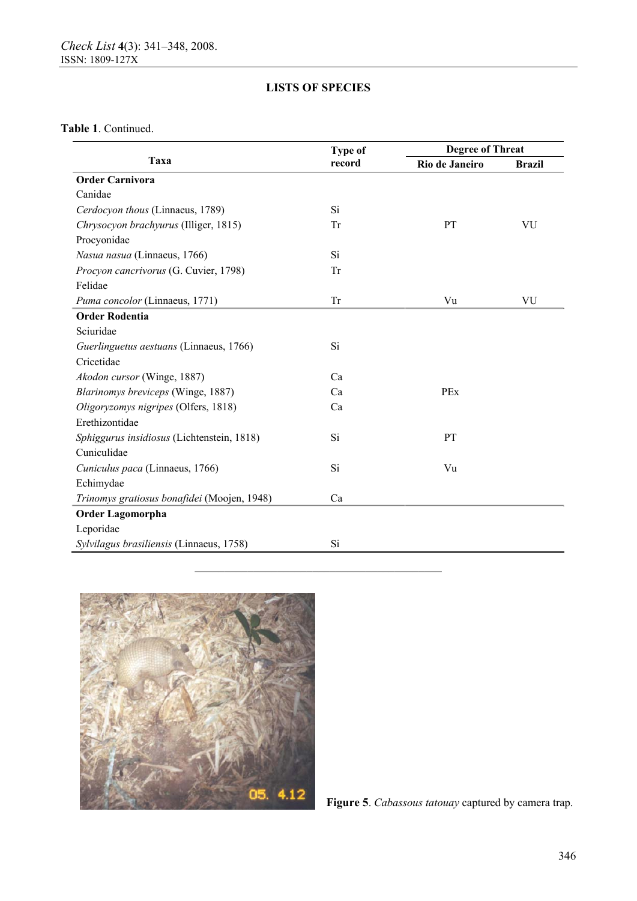## LISTS OF SPECIES

**Table 1**. Continued.

| Taxa | Type of record | Degree of Threat | |
|---|---|---|---|
| | | Rio de Janeiro | Brazil |
| **Order Carnivora** | | | |
| Canidae | | | |
| *Cerdocyon thous* (Linnaeus, 1789) | Si | | |
| *Chrysocyon brachyurus* (Illiger, 1815) | Tr | PT | VU |
| Procyonidae | | | |
| *Nasua nasua* (Linnaeus, 1766) | Si | | |
| *Procyon cancrivorus* (G. Cuvier, 1798) | Tr | | |
| Felidae | | | |
| *Puma concolor* (Linnaeus, 1771) | Tr | Vu | VU |
| **Order Rodentia** | | | |
| Sciuridae | | | |
| *Guerlinguetus aestuans* (Linnaeus, 1766) | Si | | |
| Cricetidae | | | |
| *Akodon cursor* (Winge, 1887) | Ca | | |
| *Blarinomys breviceps* (Winge, 1887) | Ca | PEx | |
| *Oligoryzomys nigripes* (Olfers, 1818) | Ca | | |
| Erethizontidae | | | |
| *Sphiggurus insidiosus* (Lichtenstein, 1818) | Si | PT | |
| Cuniculidae | | | |
| *Cuniculus paca* (Linnaeus, 1766) | Si | Vu | |
| Echimydae | | | |
| *Trinomys gratiosus bonafidei* (Moojen, 1948) | Ca | | |
| **Order Lagomorpha** | | | |
| Leporidae | | | |
| *Sylvilagus brasiliensis* (Linnaeus, 1758) | Si | | |

**Figure 5**. *Cabassous tatouay* captured by camera trap.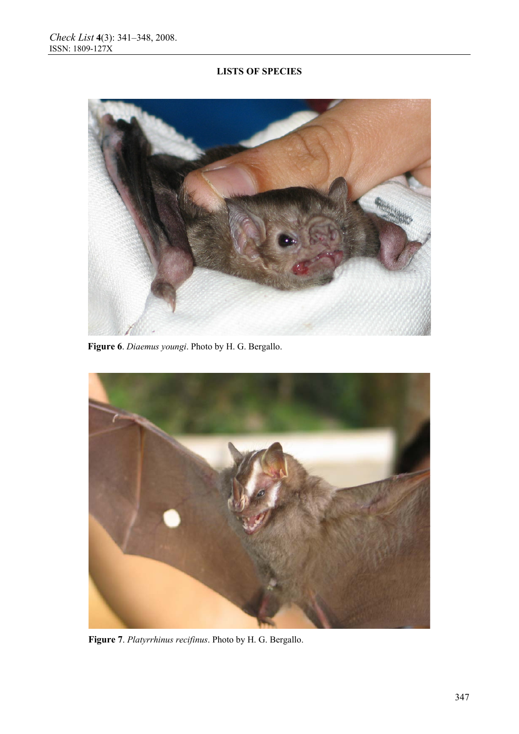**LISTS OF SPECIES**

**Figure 6**. *Diaemus youngi*. Photo by H. G. Bergallo.

**Figure 7**. *Platyrrhinus recifinus*. Photo by H. G. Bergallo.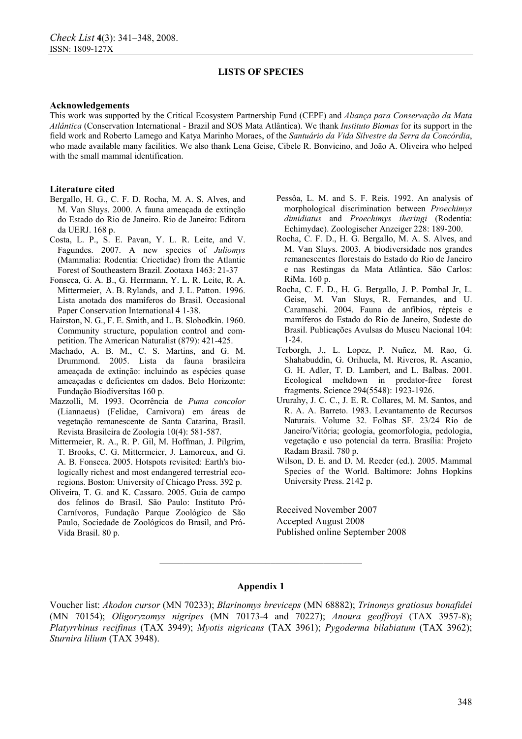**LISTS OF SPECIES**

## Acknowledgements

This work was supported by the Critical Ecosystem Partnership Fund (CEPF) and *Aliança para Conservação da Mata Atlântica* (Conservation International - Brazil and SOS Mata Atlântica). We thank *Instituto Biomas* for its support in the field work and Roberto Lamego and Katya Marinho Moraes, of the *Santuário da Vida Silvestre da Serra da Concórdia*, who made available many facilities. We also thank Lena Geise, Cibele R. Bonvicino, and João A. Oliveira who helped with the small mammal identification.

## Literature cited

Bergallo, H. G., C. F. D. Rocha, M. A. S. Alves, and M. Van Sluys. 2000. A fauna ameaçada de extinção do Estado do Rio de Janeiro. Rio de Janeiro: Editora da UERJ. 168 p.

Costa, L. P., S. E. Pavan, Y. L. R. Leite, and V. Fagundes. 2007. A new species of *Juliomys* (Mammalia: Rodentia: Cricetidae) from the Atlantic Forest of Southeastern Brazil. Zootaxa 1463: 21-37

Fonseca, G. A. B., G. Herrmann, Y. L. R. Leite, R. A. Mittermeier, A. B. Rylands, and J. L. Patton. 1996. Lista anotada dos mamíferos do Brasil. Occasional Paper Conservation International 4 1-38.

Hairston, N. G., F. E. Smith, and L. B. Slobodkin. 1960. Community structure, population control and competition. The American Naturalist (879): 421-425.

Machado, A. B. M., C. S. Martins, and G. M. Drummond. 2005. Lista da fauna brasileira ameaçada de extinção: incluindo as espécies quase ameaçadas e deficientes em dados. Belo Horizonte: Fundação Biodiversitas 160 p.

Mazzolli, M. 1993. Ocorrência de *Puma concolor* (Liannaeus) (Felidae, Carnivora) em áreas de vegetação remanescente de Santa Catarina, Brasil. Revista Brasileira de Zoologia 10(4): 581-587.

Mittermeier, R. A., R. P. Gil, M. Hoffman, J. Pilgrim, T. Brooks, C. G. Mittermeier, J. Lamoreux, and G. A. B. Fonseca. 2005. Hotspots revisited: Earth's biologically richest and most endangered terrestrial ecoregions. Boston: University of Chicago Press. 392 p.

Oliveira, T. G. and K. Cassaro. 2005. Guia de campo dos felinos do Brasil. São Paulo: Instituto Pró-Carnívoros, Fundação Parque Zoológico de São Paulo, Sociedade de Zoológicos do Brasil, and Pró-Vida Brasil. 80 p.

Pessôa, L. M. and S. F. Reis. 1992. An analysis of morphological discrimination between *Proechimys dimidiatus* and *Proechimys iheringi* (Rodentia: Echimydae). Zoologischer Anzeiger 228: 189-200.

Rocha, C. F. D., H. G. Bergallo, M. A. S. Alves, and M. Van Sluys. 2003. A biodiversidade nos grandes remanescentes florestais do Estado do Rio de Janeiro e nas Restingas da Mata Atlântica. São Carlos: RiMa. 160 p.

Rocha, C. F. D., H. G. Bergallo, J. P. Pombal Jr, L. Geise, M. Van Sluys, R. Fernandes, and U. Caramaschi. 2004. Fauna de anfíbios, répteis e mamíferos do Estado do Rio de Janeiro, Sudeste do Brasil. Publicações Avulsas do Museu Nacional 104: 1-24.

Terborgh, J., L. Lopez, P. Nuñez, M. Rao, G. Shahabuddin, G. Orihuela, M. Riveros, R. Ascanio, G. H. Adler, T. D. Lambert, and L. Balbas. 2001. Ecological meltdown in predator-free forest fragments. Science 294(5548): 1923-1926.

Ururahy, J. C. C., J. E. R. Collares, M. M. Santos, and R. A. A. Barreto. 1983. Levantamento de Recursos Naturais. Volume 32. Folhas SF. 23/24 Rio de Janeiro/Vitória; geologia, geomorfologia, pedologia, vegetação e uso potencial da terra. Brasília: Projeto Radam Brasil. 780 p.

Wilson, D. E. and D. M. Reeder (ed.). 2005. Mammal Species of the World. Baltimore: Johns Hopkins University Press. 2142 p.

Received November 2007
Accepted August 2008
Published online September 2008

---

**Appendix 1**

Voucher list: *Akodon cursor* (MN 70233); *Blarinomys breviceps* (MN 68882); *Trinomys gratiosus bonafidei* (MN 70154); *Oligoryzomys nigripes* (MN 70173-4 and 70227); *Anoura geoffroyi* (TAX 3957-8); *Platyrrhinus recifinus* (TAX 3949); *Myotis nigricans* (TAX 3961); *Pygoderma bilabiatum* (TAX 3962); *Sturnira lilium* (TAX 3948).